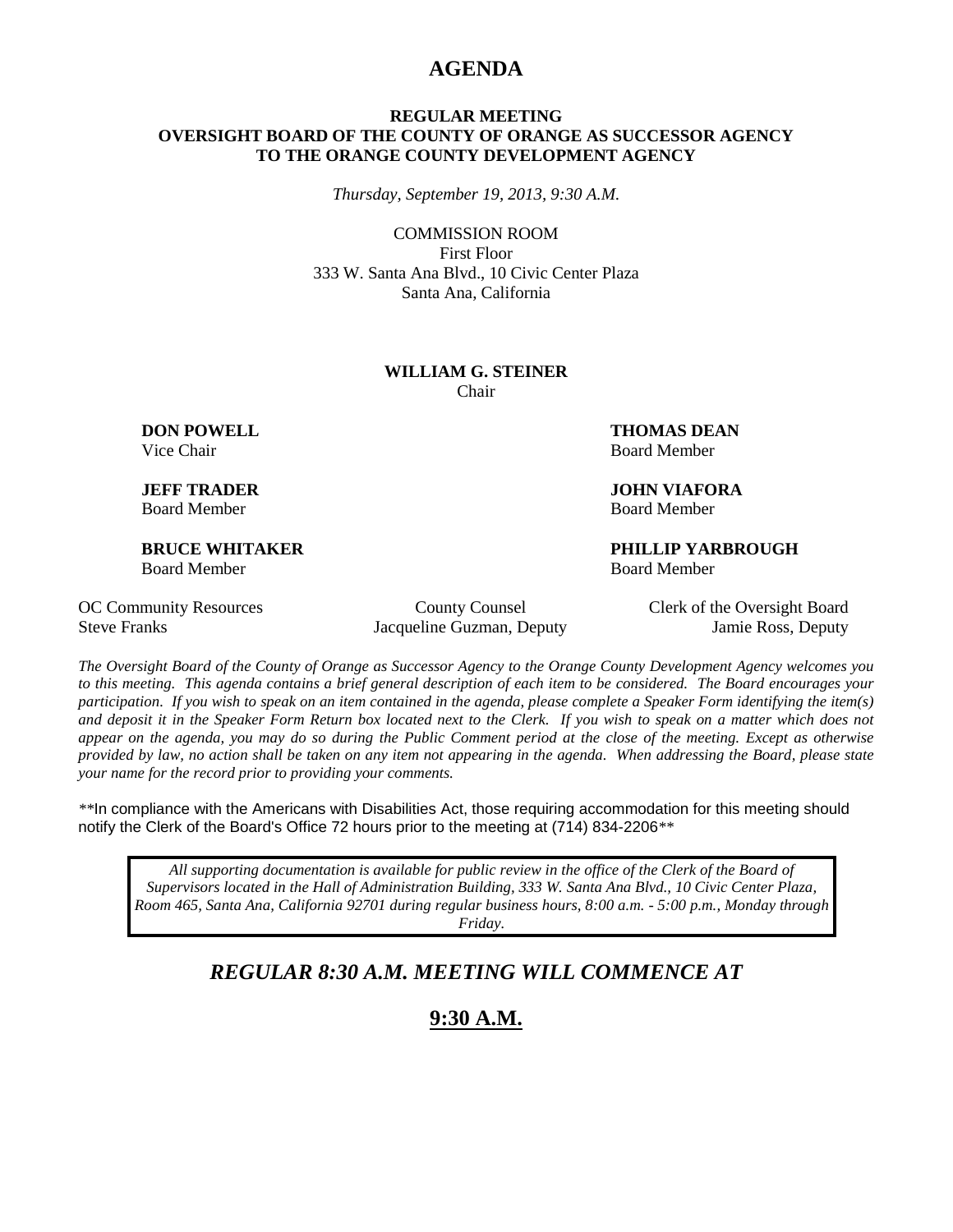# AGENDA

**REGULAR MEETING**
**OVERSIGHT BOARD OF THE COUNTY OF ORANGE AS SUCCESSOR AGENCY TO THE ORANGE COUNTY DEVELOPMENT AGENCY**

*Thursday, September 19, 2013, 9:30 A.M.*

COMMISSION ROOM
First Floor
333 W. Santa Ana Blvd., 10 Civic Center Plaza
Santa Ana, California

**WILLIAM G. STEINER**
Chair

**DON POWELL**
Vice Chair

**THOMAS DEAN**
Board Member

**JEFF TRADER**
Board Member

**JOHN VIAFORA**
Board Member

**BRUCE WHITAKER**
Board Member

**PHILLIP YARBROUGH**
Board Member

| OC Community Resources | County Counsel | Clerk of the Oversight Board |
|---|---|---|
| Steve Franks | Jacqueline Guzman, Deputy | Jamie Ross, Deputy |

*The Oversight Board of the County of Orange as Successor Agency to the Orange County Development Agency welcomes you to this meeting. This agenda contains a brief general description of each item to be considered. The Board encourages your participation. If you wish to speak on an item contained in the agenda, please complete a Speaker Form identifying the item(s) and deposit it in the Speaker Form Return box located next to the Clerk. If you wish to speak on a matter which does not appear on the agenda, you may do so during the Public Comment period at the close of the meeting. Except as otherwise provided by law, no action shall be taken on any item not appearing in the agenda. When addressing the Board, please state your name for the record prior to providing your comments.*

**In compliance with the Americans with Disabilities Act, those requiring accommodation for this meeting should notify the Clerk of the Board's Office 72 hours prior to the meeting at (714) 834-2206**

*All supporting documentation is available for public review in the office of the Clerk of the Board of Supervisors located in the Hall of Administration Building, 333 W. Santa Ana Blvd., 10 Civic Center Plaza, Room 465, Santa Ana, California 92701 during regular business hours, 8:00 a.m. - 5:00 p.m., Monday through Friday.*

## *REGULAR 8:30 A.M. MEETING WILL COMMENCE AT*

## 9:30 A.M.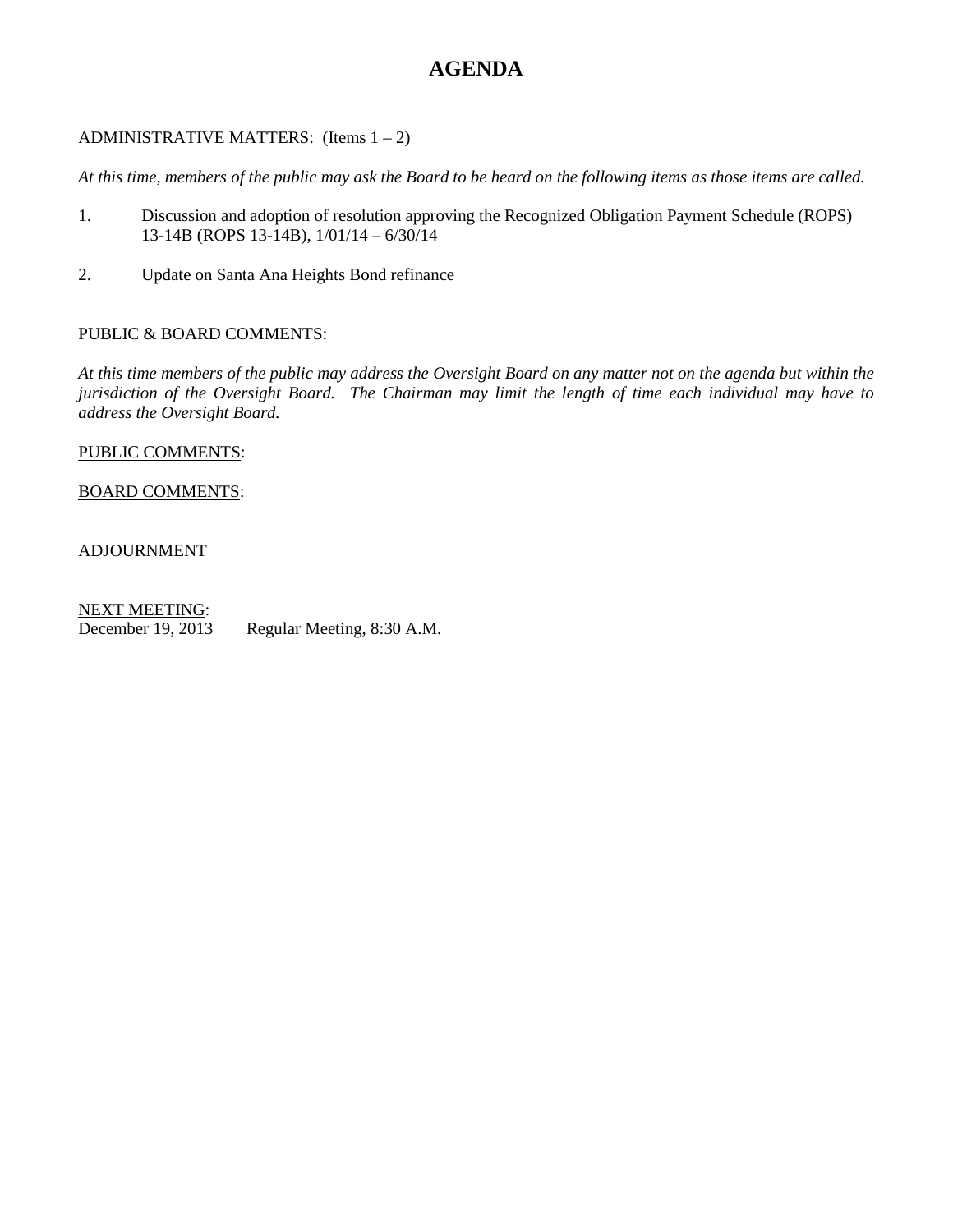# AGENDA

<u>ADMINISTRATIVE MATTERS</u>: (Items 1 – 2)

*At this time, members of the public may ask the Board to be heard on the following items as those items are called.*

1. Discussion and adoption of resolution approving the Recognized Obligation Payment Schedule (ROPS) 13-14B (ROPS 13-14B), 1/01/14 – 6/30/14

2. Update on Santa Ana Heights Bond refinance

<u>PUBLIC & BOARD COMMENTS</u>:

*At this time members of the public may address the Oversight Board on any matter not on the agenda but within the jurisdiction of the Oversight Board. The Chairman may limit the length of time each individual may have to address the Oversight Board.*

<u>PUBLIC COMMENTS</u>:

<u>BOARD COMMENTS</u>:

<u>ADJOURNMENT</u>

<u>NEXT MEETING</u>:
December 19, 2013 Regular Meeting, 8:30 A.M.